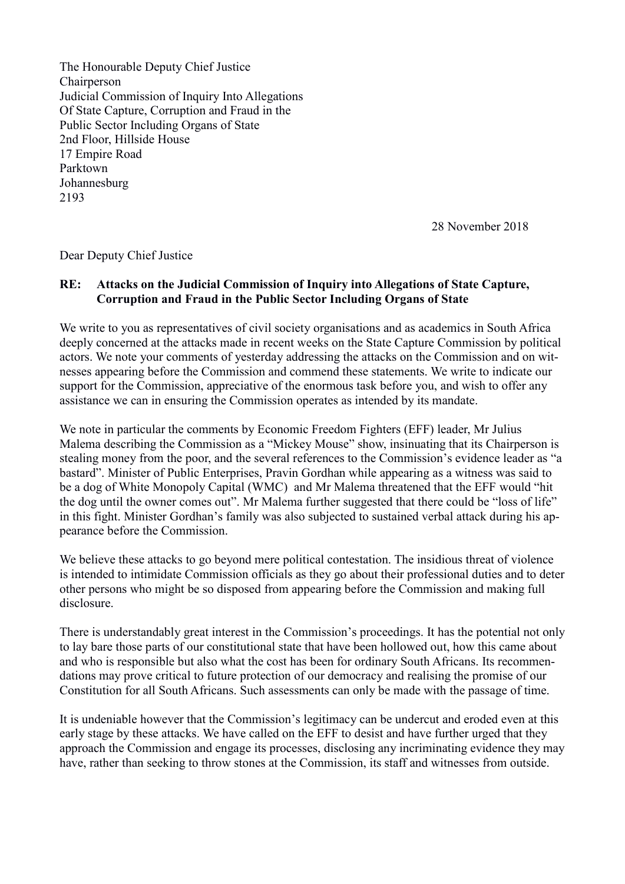The Honourable Deputy Chief Justice
Chairperson
Judicial Commission of Inquiry Into Allegations
Of State Capture, Corruption and Fraud in the
Public Sector Including Organs of State
2nd Floor, Hillside House
17 Empire Road
Parktown
Johannesburg
2193

28 November 2018

Dear Deputy Chief Justice

**RE: Attacks on the Judicial Commission of Inquiry into Allegations of State Capture, Corruption and Fraud in the Public Sector Including Organs of State**

We write to you as representatives of civil society organisations and as academics in South Africa deeply concerned at the attacks made in recent weeks on the State Capture Commission by political actors. We note your comments of yesterday addressing the attacks on the Commission and on witnesses appearing before the Commission and commend these statements. We write to indicate our support for the Commission, appreciative of the enormous task before you, and wish to offer any assistance we can in ensuring the Commission operates as intended by its mandate.

We note in particular the comments by Economic Freedom Fighters (EFF) leader, Mr Julius Malema describing the Commission as a "Mickey Mouse" show, insinuating that its Chairperson is stealing money from the poor, and the several references to the Commission's evidence leader as "a bastard". Minister of Public Enterprises, Pravin Gordhan while appearing as a witness was said to be a dog of White Monopoly Capital (WMC) and Mr Malema threatened that the EFF would "hit the dog until the owner comes out". Mr Malema further suggested that there could be "loss of life" in this fight. Minister Gordhan's family was also subjected to sustained verbal attack during his appearance before the Commission.

We believe these attacks to go beyond mere political contestation. The insidious threat of violence is intended to intimidate Commission officials as they go about their professional duties and to deter other persons who might be so disposed from appearing before the Commission and making full disclosure.

There is understandably great interest in the Commission's proceedings. It has the potential not only to lay bare those parts of our constitutional state that have been hollowed out, how this came about and who is responsible but also what the cost has been for ordinary South Africans. Its recommendations may prove critical to future protection of our democracy and realising the promise of our Constitution for all South Africans. Such assessments can only be made with the passage of time.

It is undeniable however that the Commission's legitimacy can be undercut and eroded even at this early stage by these attacks. We have called on the EFF to desist and have further urged that they approach the Commission and engage its processes, disclosing any incriminating evidence they may have, rather than seeking to throw stones at the Commission, its staff and witnesses from outside.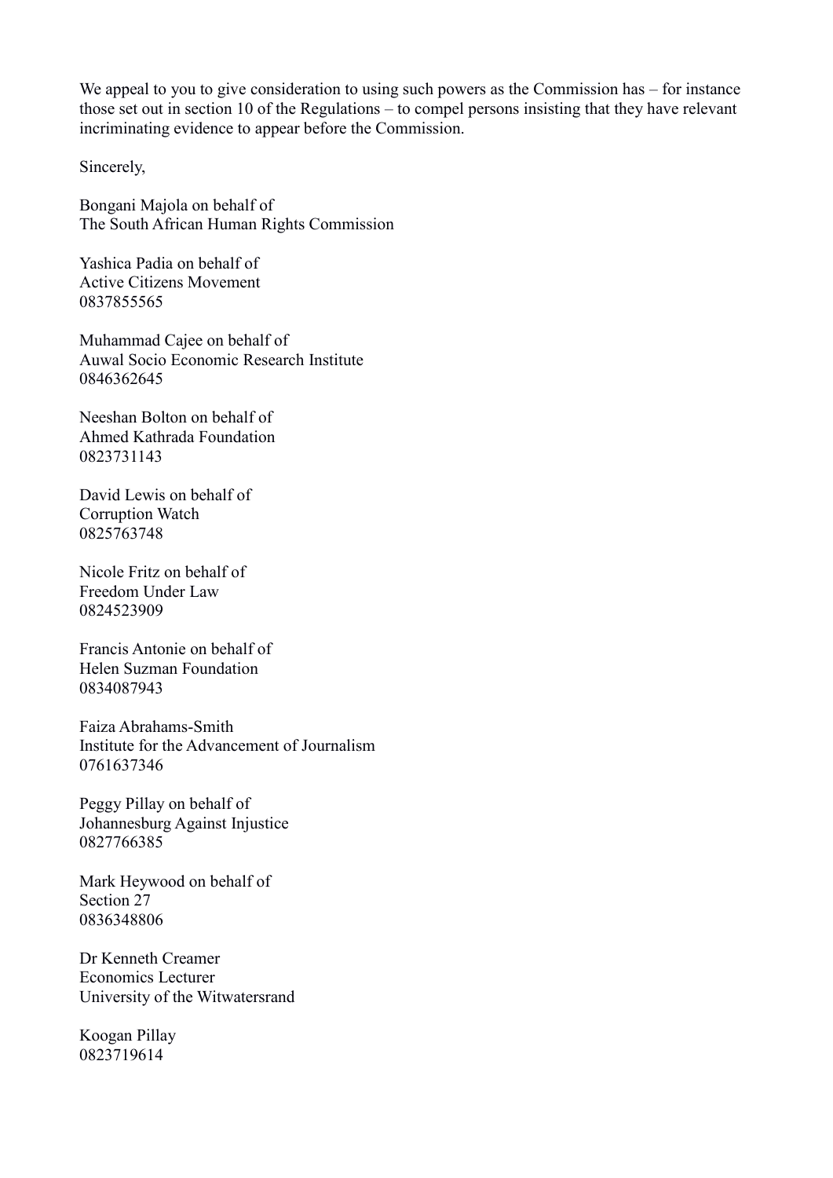We appeal to you to give consideration to using such powers as the Commission has – for instance those set out in section 10 of the Regulations – to compel persons insisting that they have relevant incriminating evidence to appear before the Commission.

Sincerely,

Bongani Majola on behalf of
The South African Human Rights Commission

Yashica Padia on behalf of
Active Citizens Movement
0837855565

Muhammad Cajee on behalf of
Auwal Socio Economic Research Institute
0846362645

Neeshan Bolton on behalf of
Ahmed Kathrada Foundation
0823731143

David Lewis on behalf of
Corruption Watch
0825763748

Nicole Fritz on behalf of
Freedom Under Law
0824523909

Francis Antonie on behalf of
Helen Suzman Foundation
0834087943

Faiza Abrahams-Smith
Institute for the Advancement of Journalism
0761637346

Peggy Pillay on behalf of
Johannesburg Against Injustice
0827766385

Mark Heywood on behalf of
Section 27
0836348806

Dr Kenneth Creamer
Economics Lecturer
University of the Witwatersrand

Koogan Pillay
0823719614